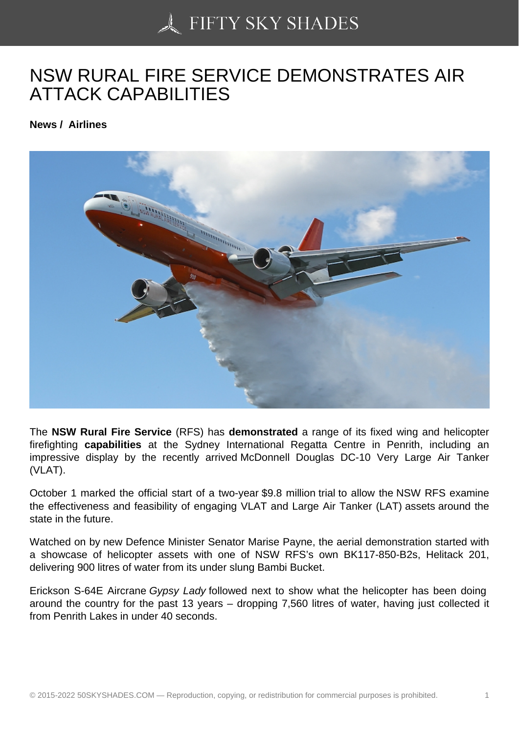# NSW RURAL FIRE SERVICE DEMONSTRATES AIR ATTACK CAPABILITIES

**News / Airlines**

The **NSW Rural Fire Service** (RFS) has **demonstrated** a range of its fixed wing and helicopter firefighting **capabilities** at the Sydney International Regatta Centre in Penrith, including an impressive display by the recently arrived McDonnell Douglas DC-10 Very Large Air Tanker (VLAT).

October 1 marked the official start of a two-year $9.8 million trial to allow the NSW RFS examine the effectiveness and feasibility of engaging VLAT and Large Air Tanker (LAT) assets around the state in the future.

Watched on by new Defence Minister Senator Marise Payne, the aerial demonstration started with a showcase of helicopter assets with one of NSW RFS's own BK117-850-B2s, Helitack 201, delivering 900 litres of water from its under slung Bambi Bucket.

Erickson S-64E Aircrane *Gypsy Lady* followed next to show what the helicopter has been doing around the country for the past 13 years – dropping 7,560 litres of water, having just collected it from Penrith Lakes in under 40 seconds.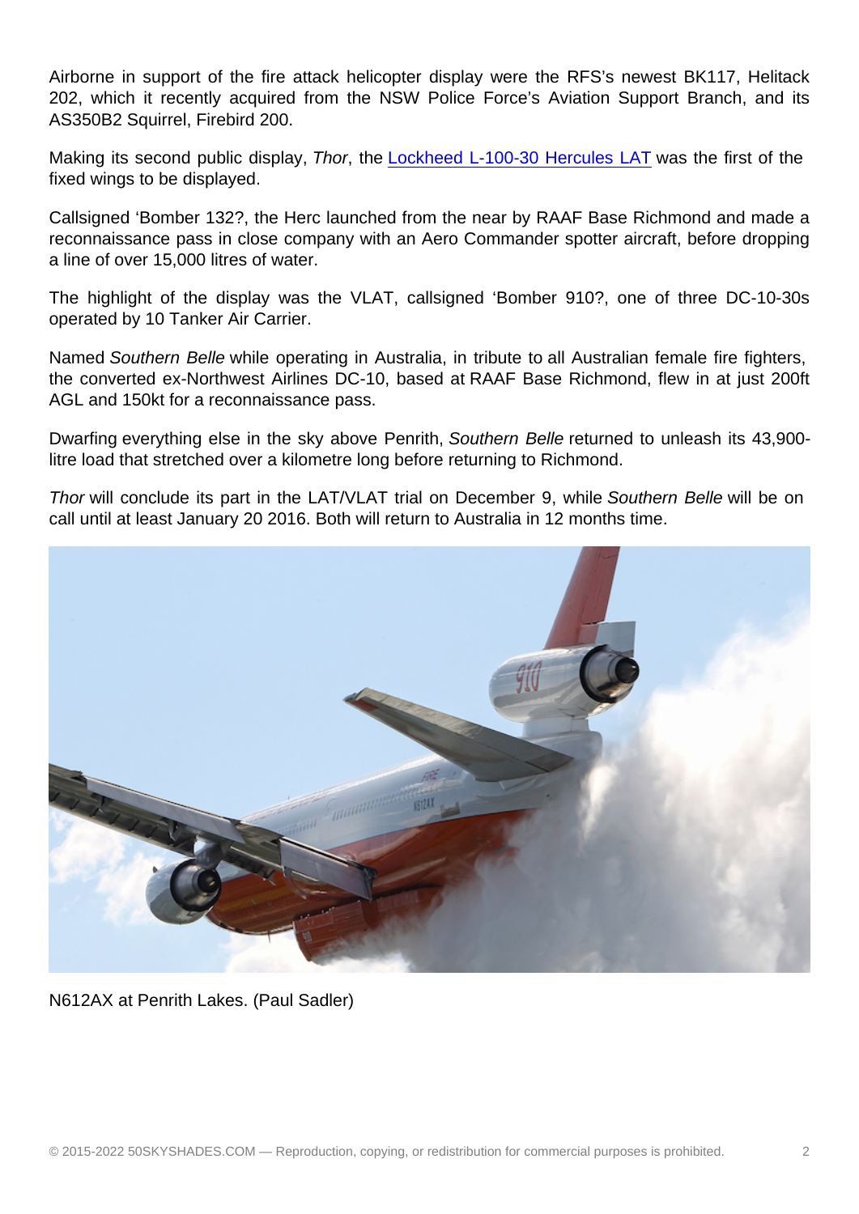Airborne in support of the fire attack helicopter display were the RFS's newest BK117, Helitack 202, which it recently acquired from the NSW Police Force's Aviation Support Branch, and its AS350B2 Squirrel, Firebird 200.

Making its second public display, *Thor*, the [Lockheed L-100-30 Hercules LAT](#) was the first of the fixed wings to be displayed.

Callsigned 'Bomber 132?, the Herc launched from the near by RAAF Base Richmond and made a reconnaissance pass in close company with an Aero Commander spotter aircraft, before dropping a line of over 15,000 litres of water.

The highlight of the display was the VLAT, callsigned 'Bomber 910?, one of three DC-10-30s operated by 10 Tanker Air Carrier.

Named *Southern Belle* while operating in Australia, in tribute to all Australian female fire fighters, the converted ex-Northwest Airlines DC-10, based at RAAF Base Richmond, flew in at just 200ft AGL and 150kt for a reconnaissance pass.

Dwarfing everything else in the sky above Penrith, *Southern Belle* returned to unleash its 43,900-litre load that stretched over a kilometre long before returning to Richmond.

*Thor* will conclude its part in the LAT/VLAT trial on December 9, while *Southern Belle* will be on call until at least January 20 2016. Both will return to Australia in 12 months time.

N612AX at Penrith Lakes. (Paul Sadler)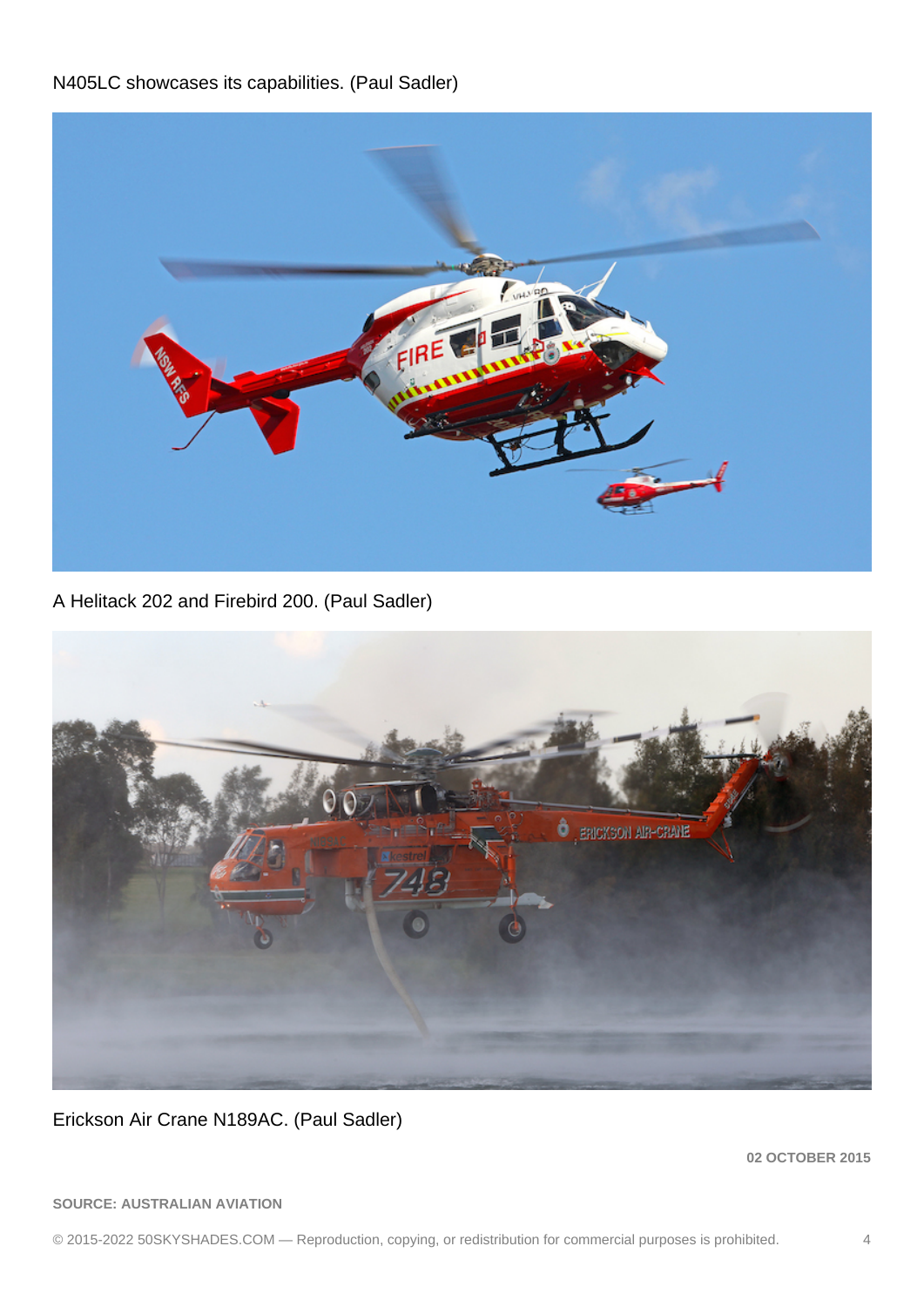N405LC showcases its capabilities. (Paul Sadler)

A Helitack 202 and Firebird 200. (Paul Sadler)

Erickson Air Crane N189AC. (Paul Sadler)

**02 OCTOBER 2015**

**SOURCE: AUSTRALIAN AVIATION**

© 2015-2022 50SKYSHADES.COM — Reproduction, copying, or redistribution for commercial purposes is prohibited.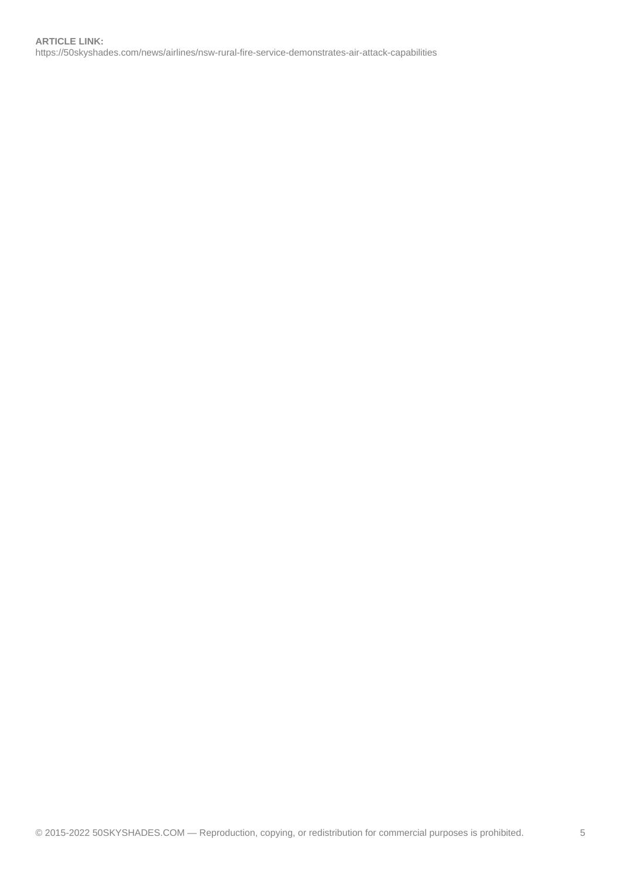**ARTICLE LINK:**
https://50skyshades.com/news/airlines/nsw-rural-fire-service-demonstrates-air-attack-capabilities